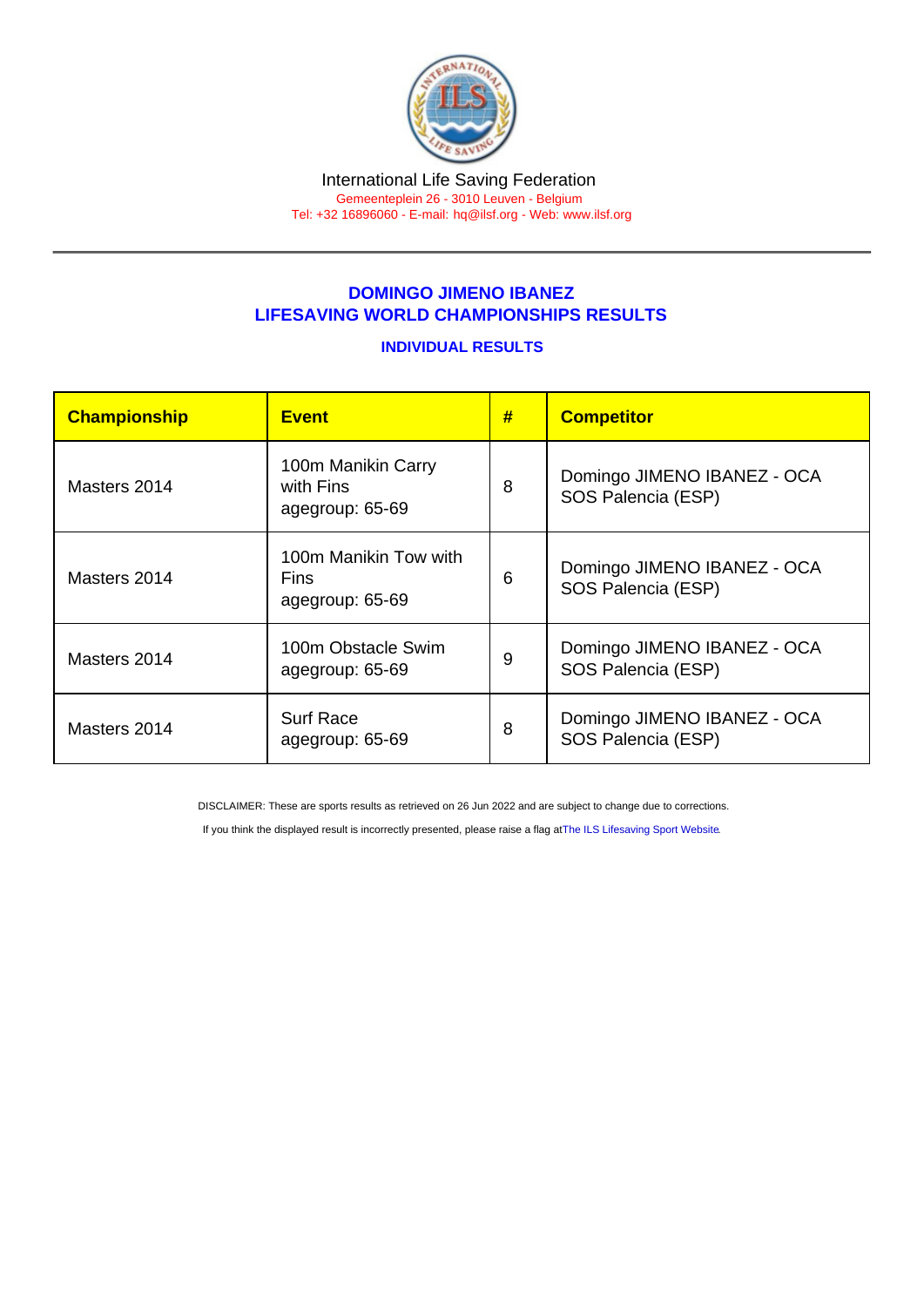International Life Saving Federation
Gemeenteplein 26 - 3010 Leuven - Belgium
Tel: +32 16896060 - E-mail: hq@ilsf.org - Web: www.ilsf.org

## DOMINGO JIMENO IBANEZ
## LIFESAVING WORLD CHAMPIONSHIPS RESULTS

### INDIVIDUAL RESULTS

| Championship | Event | # | Competitor |
|---|---|---|---|
| Masters 2014 | 100m Manikin Carry with Fins agegroup: 65-69 | 8 | Domingo JIMENO IBANEZ - OCA SOS Palencia (ESP) |
| Masters 2014 | 100m Manikin Tow with Fins agegroup: 65-69 | 6 | Domingo JIMENO IBANEZ - OCA SOS Palencia (ESP) |
| Masters 2014 | 100m Obstacle Swim agegroup: 65-69 | 9 | Domingo JIMENO IBANEZ - OCA SOS Palencia (ESP) |
| Masters 2014 | Surf Race agegroup: 65-69 | 8 | Domingo JIMENO IBANEZ - OCA SOS Palencia (ESP) |

DISCLAIMER: These are sports results as retrieved on 26 Jun 2022 and are subject to change due to corrections.

If you think the displayed result is incorrectly presented, please raise a flag at The ILS Lifesaving Sport Website.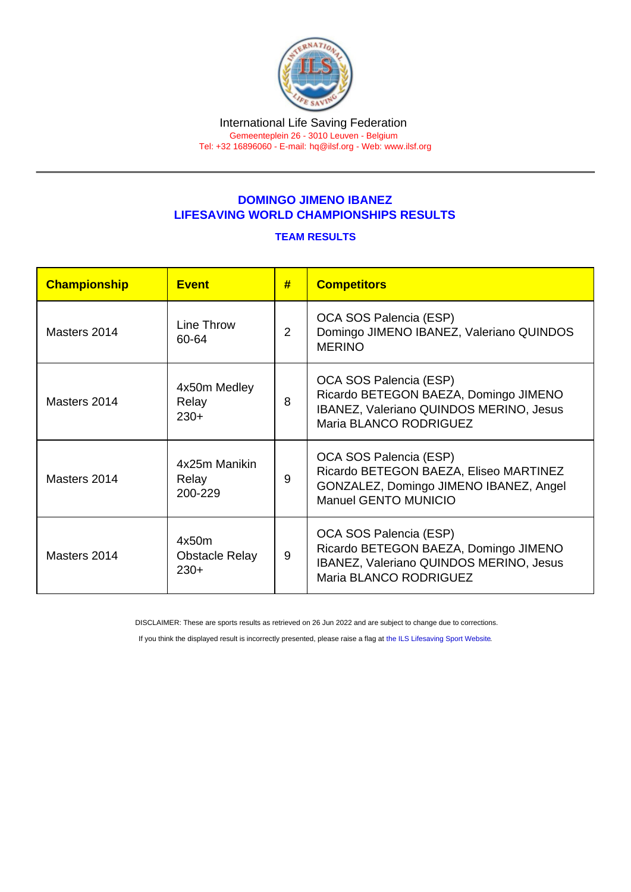International Life Saving Federation
Gemeenteplein 26 - 3010 Leuven - Belgium
Tel: +32 16896060 - E-mail: hq@ilsf.org - Web: www.ilsf.org

## DOMINGO JIMENO IBANEZ
## LIFESAVING WORLD CHAMPIONSHIPS RESULTS

### TEAM RESULTS

| Championship | Event | # | Competitors |
|---|---|---|---|
| Masters 2014 | Line Throw 60-64 | 2 | OCA SOS Palencia (ESP) Domingo JIMENO IBANEZ, Valeriano QUINDOS MERINO |
| Masters 2014 | 4x50m Medley Relay 230+ | 8 | OCA SOS Palencia (ESP) Ricardo BETEGON BAEZA, Domingo JIMENO IBANEZ, Valeriano QUINDOS MERINO, Jesus Maria BLANCO RODRIGUEZ |
| Masters 2014 | 4x25m Manikin Relay 200-229 | 9 | OCA SOS Palencia (ESP) Ricardo BETEGON BAEZA, Eliseo MARTINEZ GONZALEZ, Domingo JIMENO IBANEZ, Angel Manuel GENTO MUNICIO |
| Masters 2014 | 4x50m Obstacle Relay 230+ | 9 | OCA SOS Palencia (ESP) Ricardo BETEGON BAEZA, Domingo JIMENO IBANEZ, Valeriano QUINDOS MERINO, Jesus Maria BLANCO RODRIGUEZ |

DISCLAIMER: These are sports results as retrieved on 26 Jun 2022 and are subject to change due to corrections.

If you think the displayed result is incorrectly presented, please raise a flag at the ILS Lifesaving Sport Website.